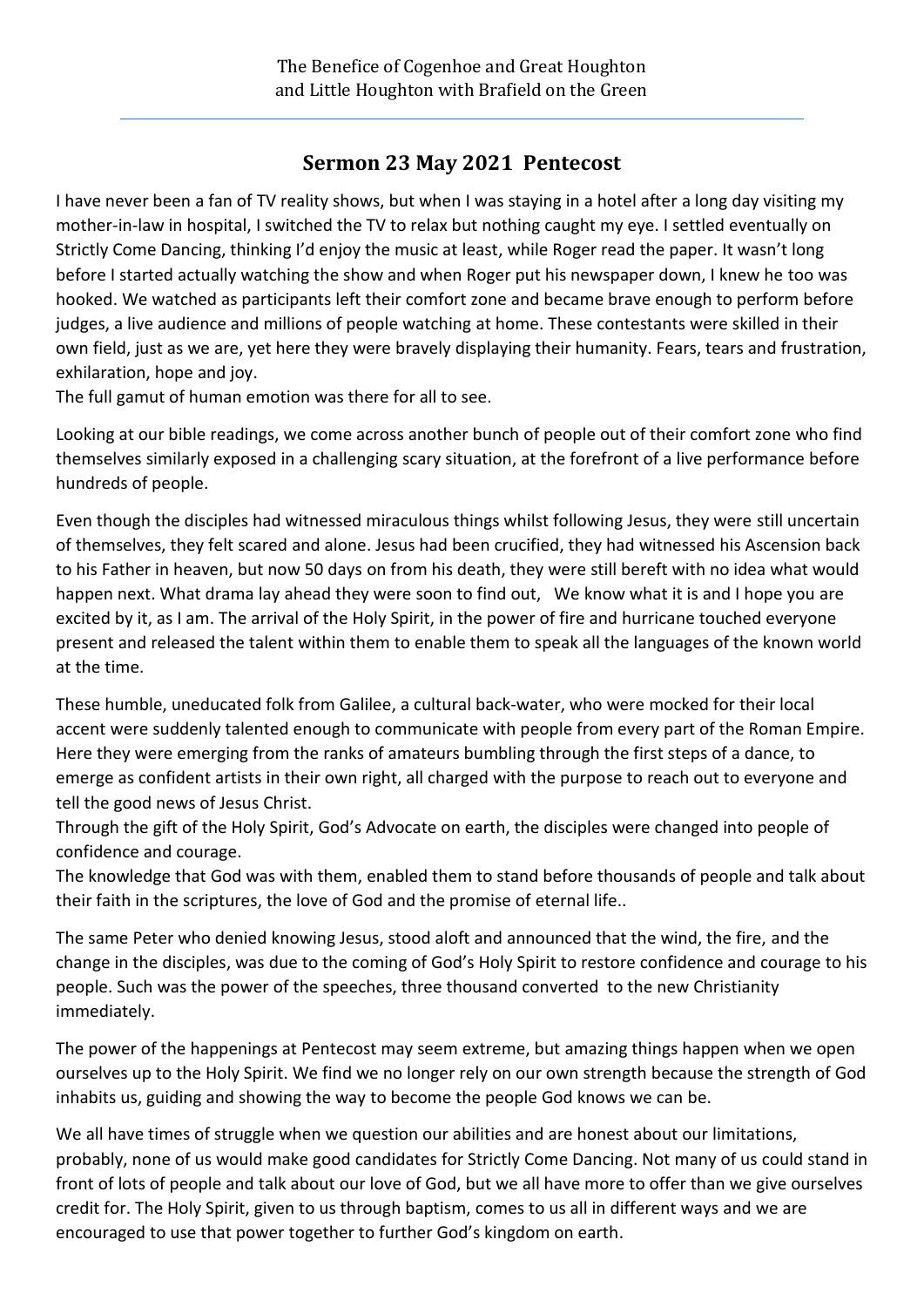The Benefice of Cogenhoe and Great Houghton
and Little Houghton with Brafield on the Green

## Sermon 23 May 2021 Pentecost

I have never been a fan of TV reality shows, but when I was staying in a hotel after a long day visiting my mother-in-law in hospital, I switched the TV to relax but nothing caught my eye. I settled eventually on Strictly Come Dancing, thinking I'd enjoy the music at least, while Roger read the paper. It wasn't long before I started actually watching the show and when Roger put his newspaper down, I knew he too was hooked. We watched as participants left their comfort zone and became brave enough to perform before judges, a live audience and millions of people watching at home. These contestants were skilled in their own field, just as we are, yet here they were bravely displaying their humanity. Fears, tears and frustration, exhilaration, hope and joy.
The full gamut of human emotion was there for all to see.

Looking at our bible readings, we come across another bunch of people out of their comfort zone who find themselves similarly exposed in a challenging scary situation, at the forefront of a live performance before hundreds of people.

Even though the disciples had witnessed miraculous things whilst following Jesus, they were still uncertain of themselves, they felt scared and alone. Jesus had been crucified, they had witnessed his Ascension back to his Father in heaven, but now 50 days on from his death, they were still bereft with no idea what would happen next. What drama lay ahead they were soon to find out, We know what it is and I hope you are excited by it, as I am. The arrival of the Holy Spirit, in the power of fire and hurricane touched everyone present and released the talent within them to enable them to speak all the languages of the known world at the time.

These humble, uneducated folk from Galilee, a cultural back-water, who were mocked for their local accent were suddenly talented enough to communicate with people from every part of the Roman Empire. Here they were emerging from the ranks of amateurs bumbling through the first steps of a dance, to emerge as confident artists in their own right, all charged with the purpose to reach out to everyone and tell the good news of Jesus Christ.
Through the gift of the Holy Spirit, God's Advocate on earth, the disciples were changed into people of confidence and courage.
The knowledge that God was with them, enabled them to stand before thousands of people and talk about their faith in the scriptures, the love of God and the promise of eternal life..

The same Peter who denied knowing Jesus, stood aloft and announced that the wind, the fire, and the change in the disciples, was due to the coming of God's Holy Spirit to restore confidence and courage to his people. Such was the power of the speeches, three thousand converted to the new Christianity immediately.

The power of the happenings at Pentecost may seem extreme, but amazing things happen when we open ourselves up to the Holy Spirit. We find we no longer rely on our own strength because the strength of God inhabits us, guiding and showing the way to become the people God knows we can be.

We all have times of struggle when we question our abilities and are honest about our limitations, probably, none of us would make good candidates for Strictly Come Dancing. Not many of us could stand in front of lots of people and talk about our love of God, but we all have more to offer than we give ourselves credit for. The Holy Spirit, given to us through baptism, comes to us all in different ways and we are encouraged to use that power together to further God's kingdom on earth.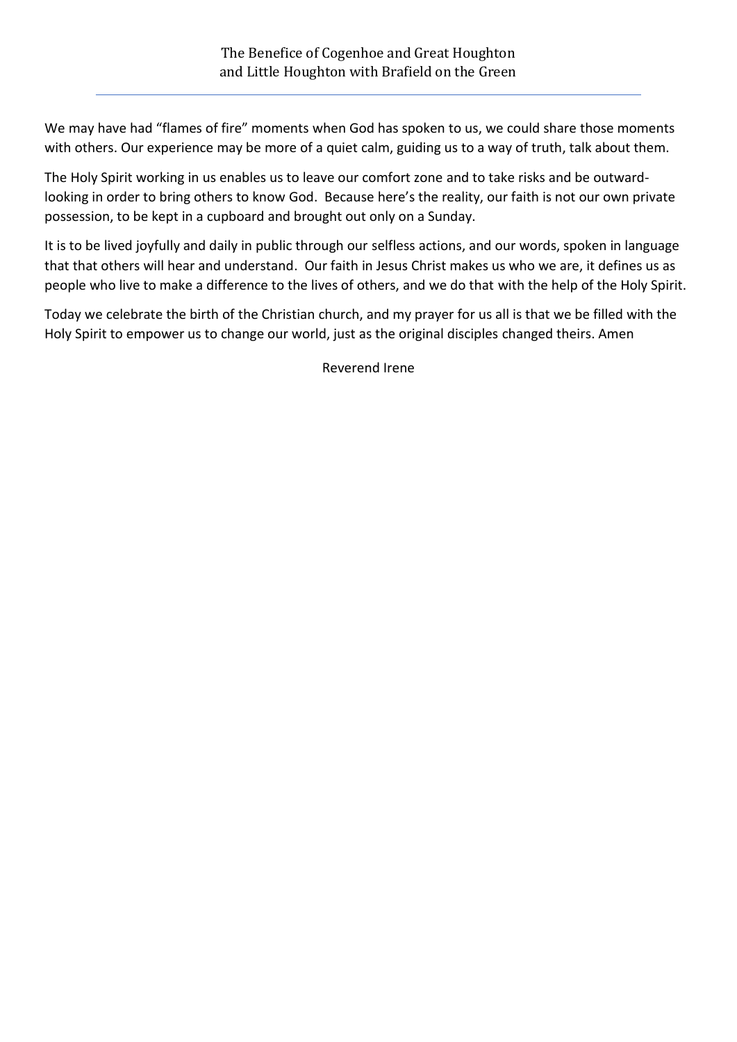We may have had "flames of fire" moments when God has spoken to us, we could share those moments with others. Our experience may be more of a quiet calm, guiding us to a way of truth, talk about them.

The Holy Spirit working in us enables us to leave our comfort zone and to take risks and be outward-looking in order to bring others to know God. Because here's the reality, our faith is not our own private possession, to be kept in a cupboard and brought out only on a Sunday.

It is to be lived joyfully and daily in public through our selfless actions, and our words, spoken in language that that others will hear and understand. Our faith in Jesus Christ makes us who we are, it defines us as people who live to make a difference to the lives of others, and we do that with the help of the Holy Spirit.

Today we celebrate the birth of the Christian church, and my prayer for us all is that we be filled with the Holy Spirit to empower us to change our world, just as the original disciples changed theirs. Amen

Reverend Irene